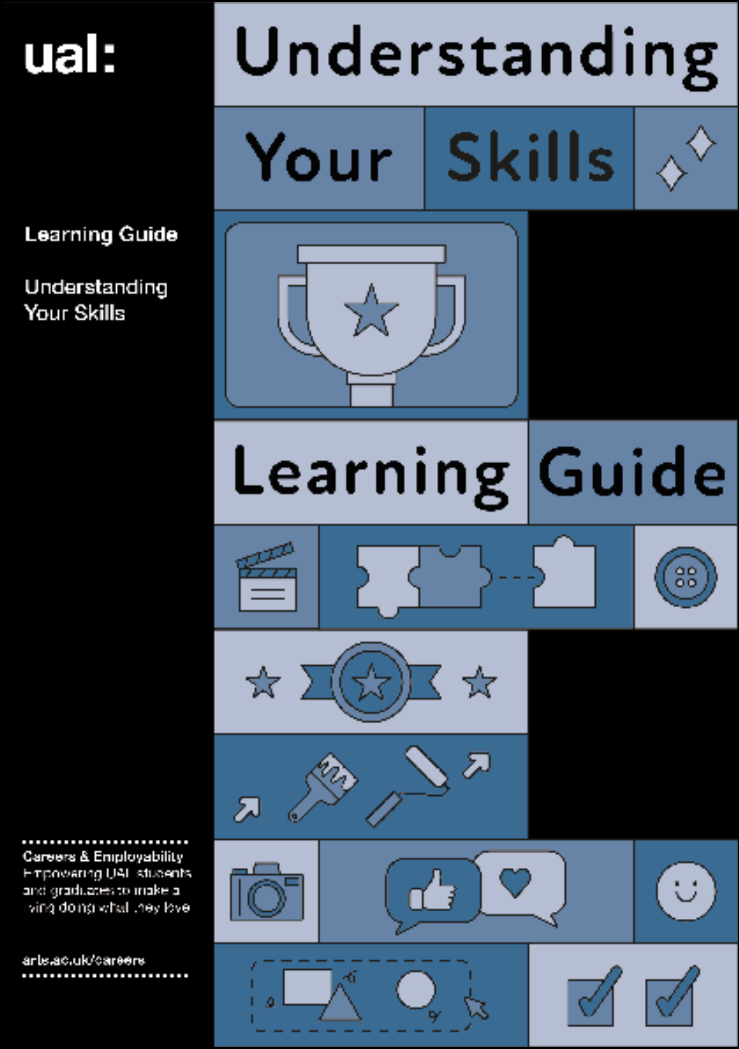ual:

# Understanding Your Skills

# Learning Guide

Learning Guide

Understanding Your Skills

Careers & Employability
Empowering UAL students and graduates to make a living doing what they love

arts.ac.uk/careers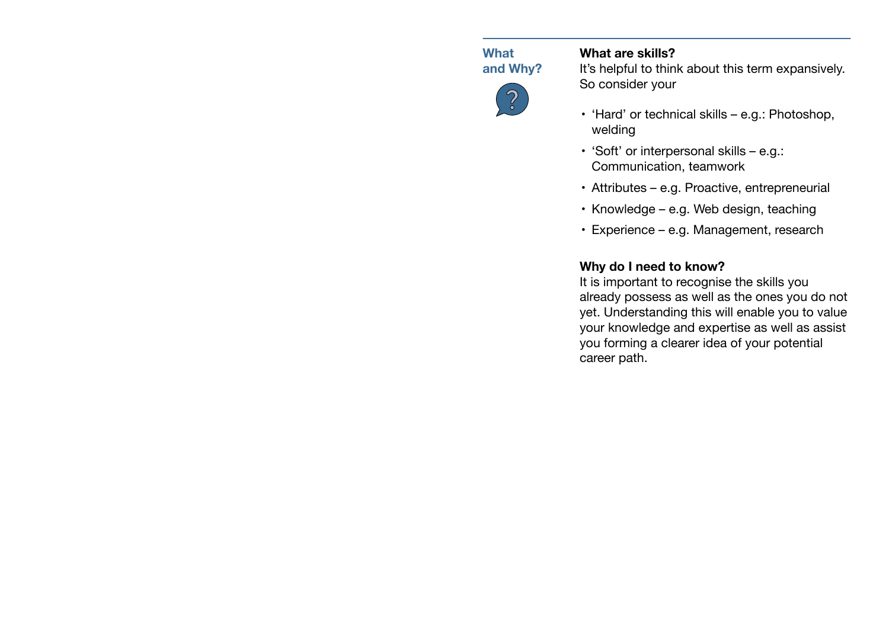## What and Why?

### What are skills?

It's helpful to think about this term expansively. So consider your

- 'Hard' or technical skills – e.g.: Photoshop, welding
- 'Soft' or interpersonal skills – e.g.: Communication, teamwork
- Attributes – e.g. Proactive, entrepreneurial
- Knowledge – e.g. Web design, teaching
- Experience – e.g. Management, research

### Why do I need to know?

It is important to recognise the skills you already possess as well as the ones you do not yet. Understanding this will enable you to value your knowledge and expertise as well as assist you forming a clearer idea of your potential career path.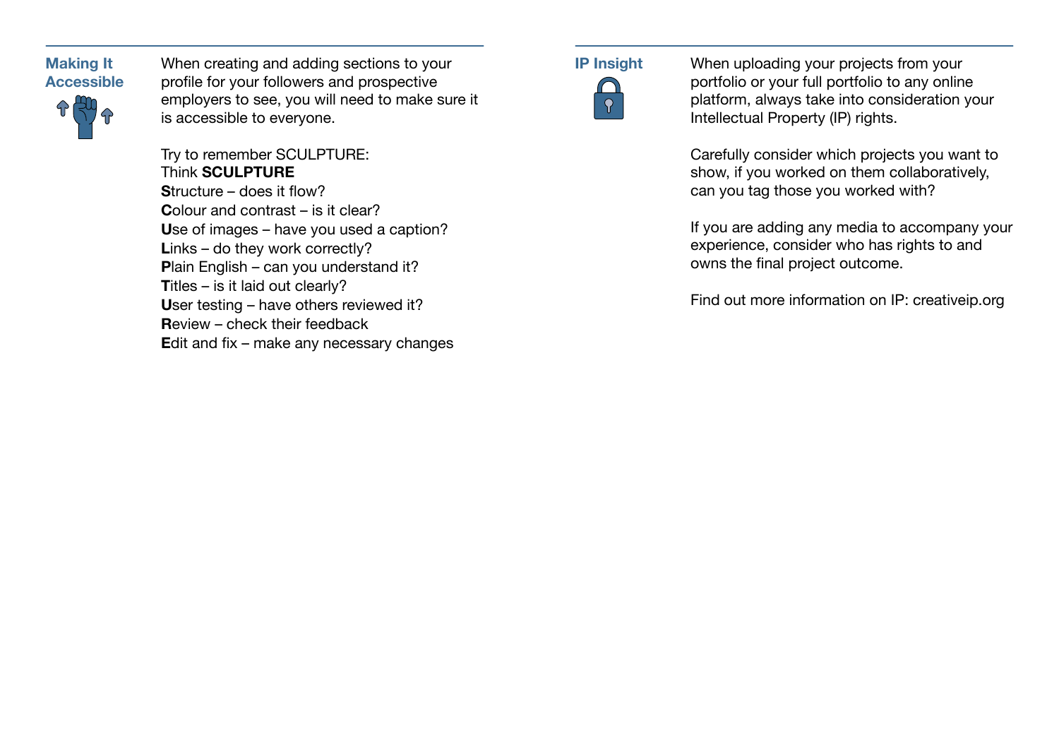## Making It Accessible

When creating and adding sections to your profile for your followers and prospective employers to see, you will need to make sure it is accessible to everyone.

Try to remember SCULPTURE:
Think **SCULPTURE**
**S**tructure – does it flow?
**C**olour and contrast – is it clear?
**U**se of images – have you used a caption?
**L**inks – do they work correctly?
**P**lain English – can you understand it?
**T**itles – is it laid out clearly?
**U**ser testing – have others reviewed it?
**R**eview – check their feedback
**E**dit and fix – make any necessary changes

## IP Insight

When uploading your projects from your portfolio or your full portfolio to any online platform, always take into consideration your Intellectual Property (IP) rights.

Carefully consider which projects you want to show, if you worked on them collaboratively, can you tag those you worked with?

If you are adding any media to accompany your experience, consider who has rights to and owns the final project outcome.

Find out more information on IP: creativeip.org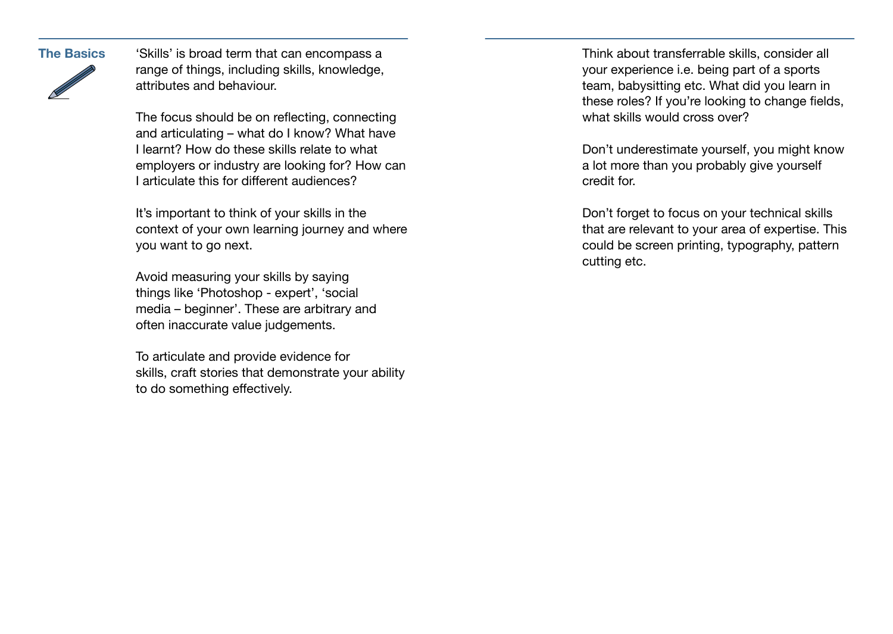## The Basics

'Skills' is broad term that can encompass a range of things, including skills, knowledge, attributes and behaviour.

The focus should be on reflecting, connecting and articulating – what do I know? What have I learnt? How do these skills relate to what employers or industry are looking for? How can I articulate this for different audiences?

It's important to think of your skills in the context of your own learning journey and where you want to go next.

Avoid measuring your skills by saying things like 'Photoshop - expert', 'social media – beginner'. These are arbitrary and often inaccurate value judgements.

To articulate and provide evidence for skills, craft stories that demonstrate your ability to do something effectively.

Think about transferrable skills, consider all your experience i.e. being part of a sports team, babysitting etc. What did you learn in these roles? If you're looking to change fields, what skills would cross over?

Don't underestimate yourself, you might know a lot more than you probably give yourself credit for.

Don't forget to focus on your technical skills that are relevant to your area of expertise. This could be screen printing, typography, pattern cutting etc.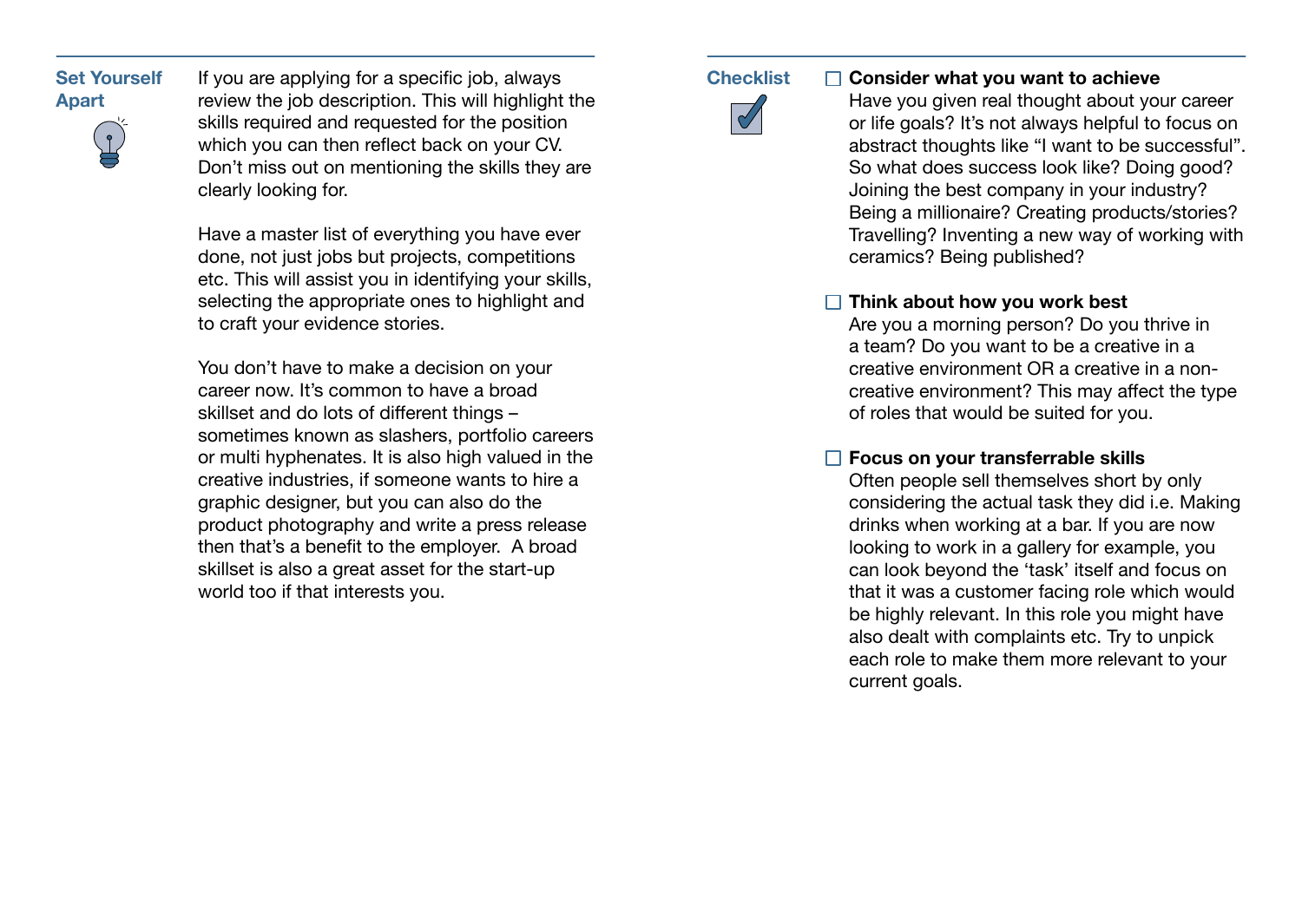## Set Yourself Apart

If you are applying for a specific job, always review the job description. This will highlight the skills required and requested for the position which you can then reflect back on your CV. Don't miss out on mentioning the skills they are clearly looking for.

Have a master list of everything you have ever done, not just jobs but projects, competitions etc. This will assist you in identifying your skills, selecting the appropriate ones to highlight and to craft your evidence stories.

You don't have to make a decision on your career now. It's common to have a broad skillset and do lots of different things – sometimes known as slashers, portfolio careers or multi hyphenates. It is also high valued in the creative industries, if someone wants to hire a graphic designer, but you can also do the product photography and write a press release then that's a benefit to the employer. A broad skillset is also a great asset for the start-up world too if that interests you.

## Checklist

- [ ] **Consider what you want to achieve**
  Have you given real thought about your career or life goals? It's not always helpful to focus on abstract thoughts like "I want to be successful". So what does success look like? Doing good? Joining the best company in your industry? Being a millionaire? Creating products/stories? Travelling? Inventing a new way of working with ceramics? Being published?

- [ ] **Think about how you work best**
  Are you a morning person? Do you thrive in a team? Do you want to be a creative in a creative environment OR a creative in a non-creative environment? This may affect the type of roles that would be suited for you.

- [ ] **Focus on your transferrable skills**
  Often people sell themselves short by only considering the actual task they did i.e. Making drinks when working at a bar. If you are now looking to work in a gallery for example, you can look beyond the 'task' itself and focus on that it was a customer facing role which would be highly relevant. In this role you might have also dealt with complaints etc. Try to unpick each role to make them more relevant to your current goals.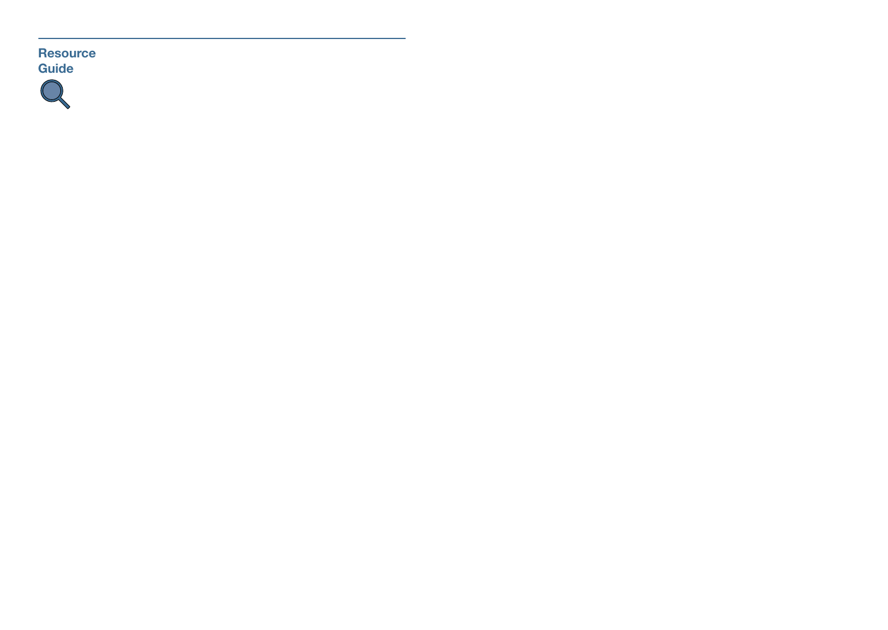## Resource Guide